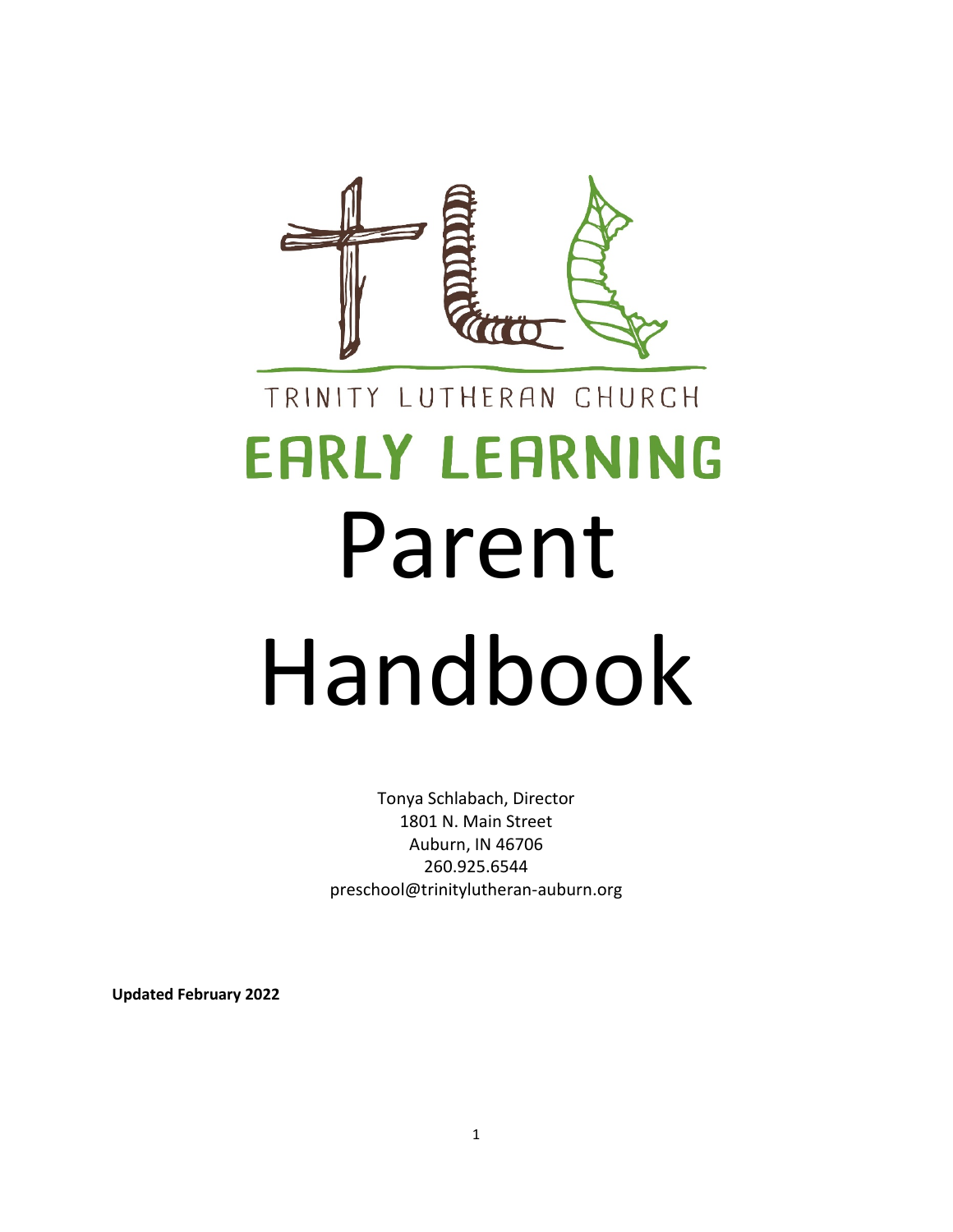TRINITY LUTHERAN CHURCH

# EARLY LEARNING

# Parent Handbook

Tonya Schlabach, Director
1801 N. Main Street
Auburn, IN 46706
260.925.6544
preschool@trinitylutheran-auburn.org

**Updated February 2022**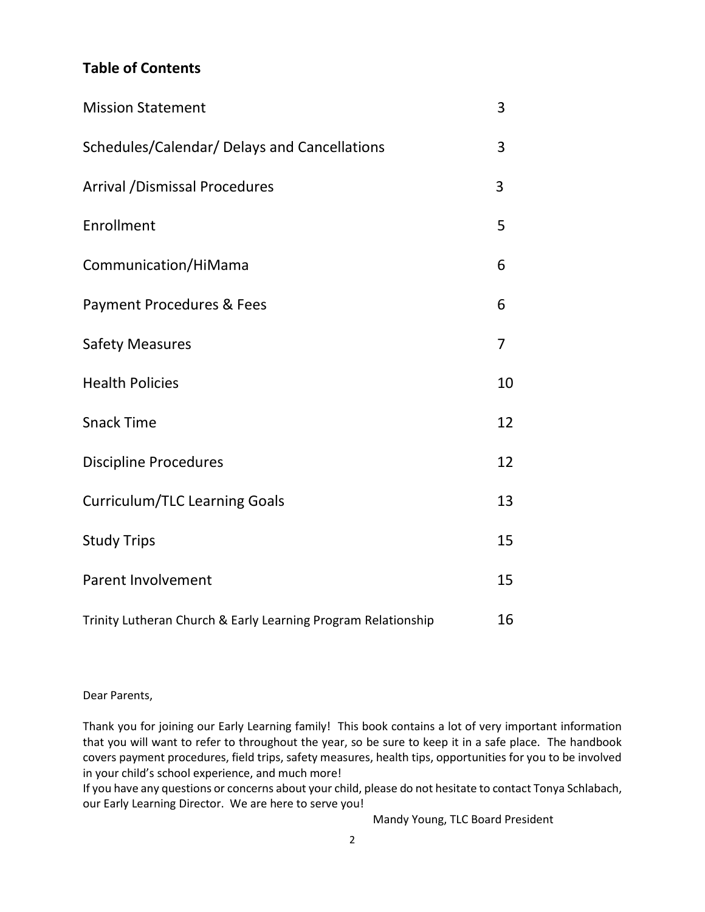## Table of Contents

| | |
|---|---|
| Mission Statement | 3 |
| Schedules/Calendar/ Delays and Cancellations | 3 |
| Arrival /Dismissal Procedures | 3 |
| Enrollment | 5 |
| Communication/HiMama | 6 |
| Payment Procedures & Fees | 6 |
| Safety Measures | 7 |
| Health Policies | 10 |
| Snack Time | 12 |
| Discipline Procedures | 12 |
| Curriculum/TLC Learning Goals | 13 |
| Study Trips | 15 |
| Parent Involvement | 15 |
| Trinity Lutheran Church & Early Learning Program Relationship | 16 |

Dear Parents,

Thank you for joining our Early Learning family! This book contains a lot of very important information that you will want to refer to throughout the year, so be sure to keep it in a safe place. The handbook covers payment procedures, field trips, safety measures, health tips, opportunities for you to be involved in your child's school experience, and much more!

If you have any questions or concerns about your child, please do not hesitate to contact Tonya Schlabach, our Early Learning Director. We are here to serve you!

Mandy Young, TLC Board President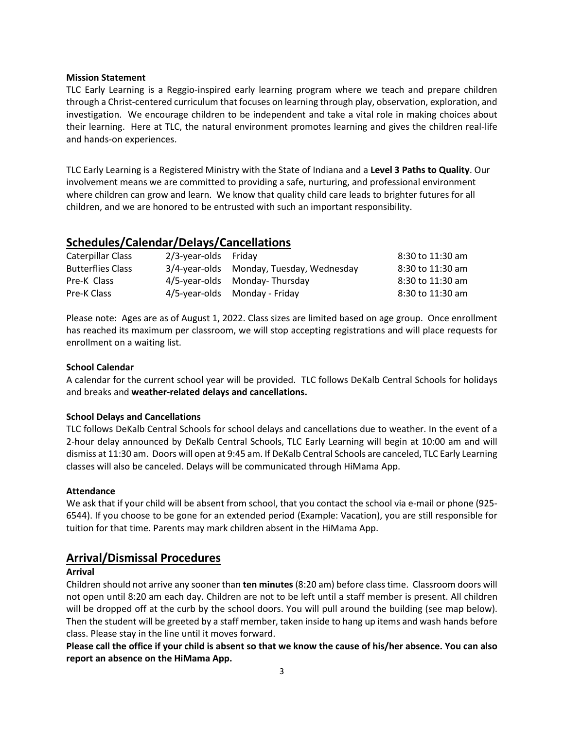**Mission Statement**

TLC Early Learning is a Reggio-inspired early learning program where we teach and prepare children through a Christ-centered curriculum that focuses on learning through play, observation, exploration, and investigation. We encourage children to be independent and take a vital role in making choices about their learning. Here at TLC, the natural environment promotes learning and gives the children real-life and hands-on experiences.

TLC Early Learning is a Registered Ministry with the State of Indiana and a **Level 3 Paths to Quality**. Our involvement means we are committed to providing a safe, nurturing, and professional environment where children can grow and learn. We know that quality child care leads to brighter futures for all children, and we are honored to be entrusted with such an important responsibility.

## Schedules/Calendar/Delays/Cancellations

| Class | Ages | Days | Time |
|---|---|---|---|
| Caterpillar Class | 2/3-year-olds | Friday | 8:30 to 11:30 am |
| Butterflies Class | 3/4-year-olds | Monday, Tuesday, Wednesday | 8:30 to 11:30 am |
| Pre-K Class | 4/5-year-olds | Monday- Thursday | 8:30 to 11:30 am |
| Pre-K Class | 4/5-year-olds | Monday - Friday | 8:30 to 11:30 am |

Please note: Ages are as of August 1, 2022. Class sizes are limited based on age group. Once enrollment has reached its maximum per classroom, we will stop accepting registrations and will place requests for enrollment on a waiting list.

**School Calendar**

A calendar for the current school year will be provided. TLC follows DeKalb Central Schools for holidays and breaks and **weather-related delays and cancellations.**

**School Delays and Cancellations**

TLC follows DeKalb Central Schools for school delays and cancellations due to weather. In the event of a 2-hour delay announced by DeKalb Central Schools, TLC Early Learning will begin at 10:00 am and will dismiss at 11:30 am. Doors will open at 9:45 am. If DeKalb Central Schools are canceled, TLC Early Learning classes will also be canceled. Delays will be communicated through HiMama App.

**Attendance**

We ask that if your child will be absent from school, that you contact the school via e-mail or phone (925-6544). If you choose to be gone for an extended period (Example: Vacation), you are still responsible for tuition for that time. Parents may mark children absent in the HiMama App.

## Arrival/Dismissal Procedures

**Arrival**

Children should not arrive any sooner than **ten minutes** (8:20 am) before class time. Classroom doors will not open until 8:20 am each day. Children are not to be left until a staff member is present. All children will be dropped off at the curb by the school doors. You will pull around the building (see map below). Then the student will be greeted by a staff member, taken inside to hang up items and wash hands before class. Please stay in the line until it moves forward.

**Please call the office if your child is absent so that we know the cause of his/her absence. You can also report an absence on the HiMama App.**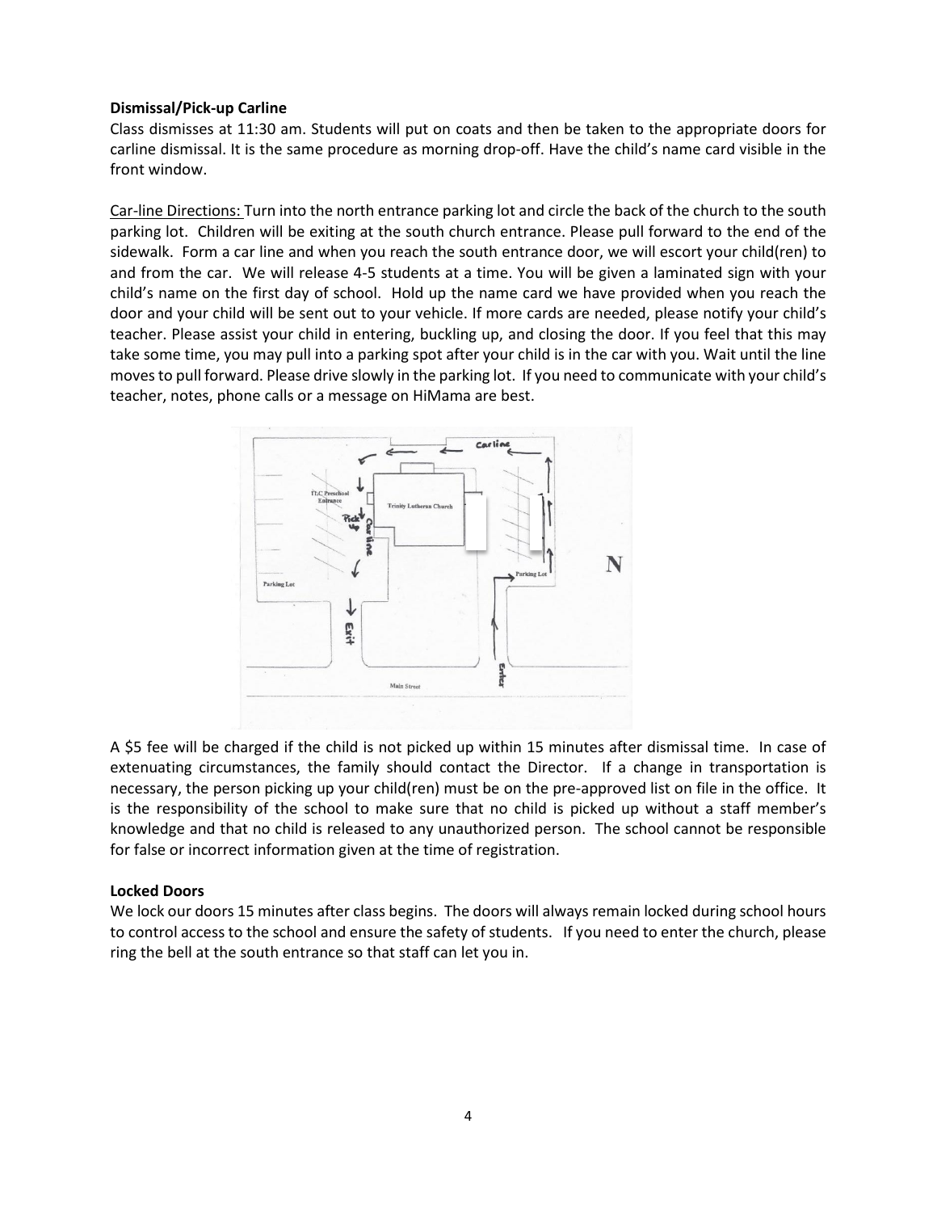**Dismissal/Pick-up Carline**

Class dismisses at 11:30 am. Students will put on coats and then be taken to the appropriate doors for carline dismissal. It is the same procedure as morning drop-off. Have the child's name card visible in the front window.

Car-line Directions: Turn into the north entrance parking lot and circle the back of the church to the south parking lot. Children will be exiting at the south church entrance. Please pull forward to the end of the sidewalk. Form a car line and when you reach the south entrance door, we will escort your child(ren) to and from the car. We will release 4-5 students at a time. You will be given a laminated sign with your child's name on the first day of school. Hold up the name card we have provided when you reach the door and your child will be sent out to your vehicle. If more cards are needed, please notify your child's teacher. Please assist your child in entering, buckling up, and closing the door. If you feel that this may take some time, you may pull into a parking spot after your child is in the car with you. Wait until the line moves to pull forward. Please drive slowly in the parking lot. If you need to communicate with your child's teacher, notes, phone calls or a message on HiMama are best.

A $5 fee will be charged if the child is not picked up within 15 minutes after dismissal time. In case of extenuating circumstances, the family should contact the Director. If a change in transportation is necessary, the person picking up your child(ren) must be on the pre-approved list on file in the office. It is the responsibility of the school to make sure that no child is picked up without a staff member's knowledge and that no child is released to any unauthorized person. The school cannot be responsible for false or incorrect information given at the time of registration.

**Locked Doors**

We lock our doors 15 minutes after class begins. The doors will always remain locked during school hours to control access to the school and ensure the safety of students. If you need to enter the church, please ring the bell at the south entrance so that staff can let you in.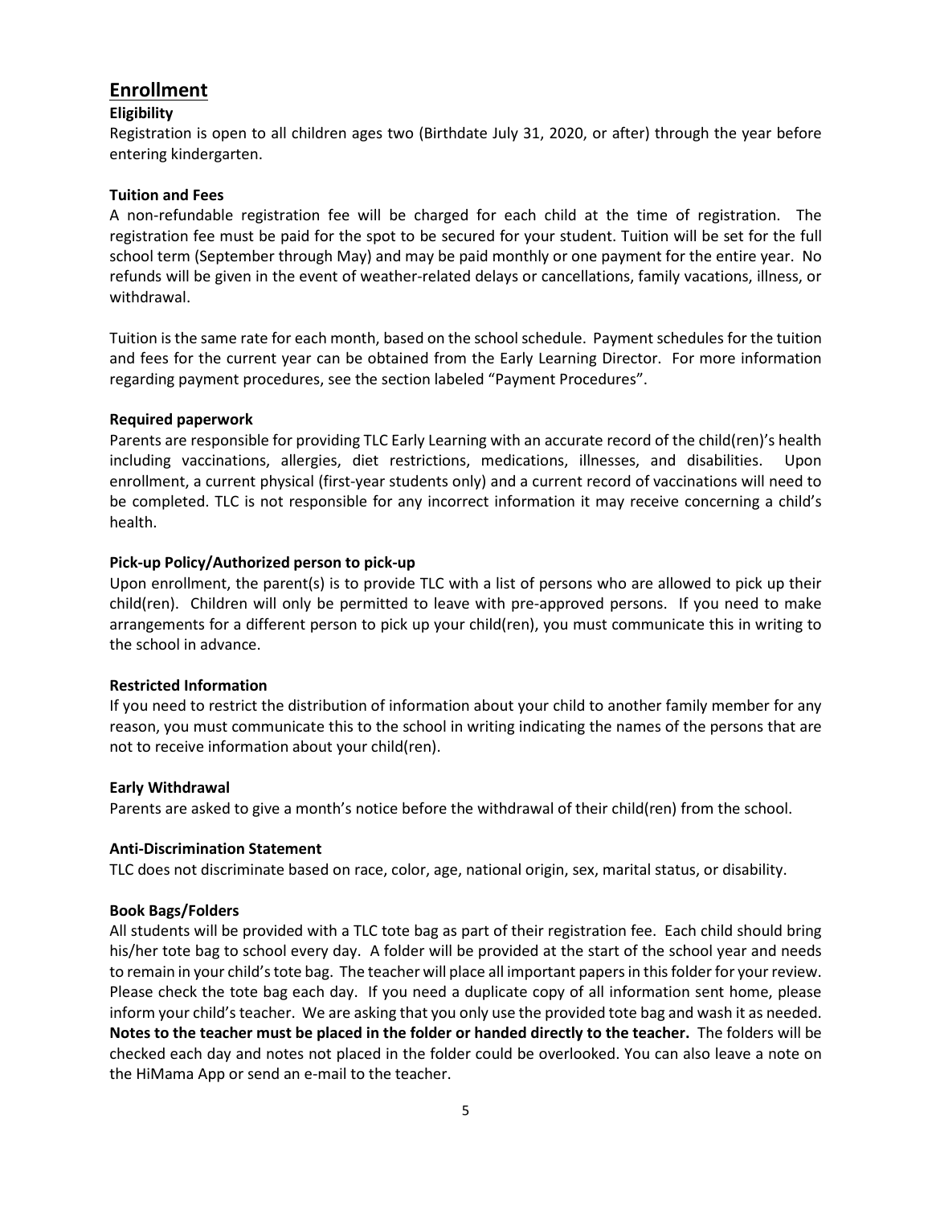## Enrollment

### Eligibility

Registration is open to all children ages two (Birthdate July 31, 2020, or after) through the year before entering kindergarten.

### Tuition and Fees

A non-refundable registration fee will be charged for each child at the time of registration. The registration fee must be paid for the spot to be secured for your student. Tuition will be set for the full school term (September through May) and may be paid monthly or one payment for the entire year. No refunds will be given in the event of weather-related delays or cancellations, family vacations, illness, or withdrawal.

Tuition is the same rate for each month, based on the school schedule. Payment schedules for the tuition and fees for the current year can be obtained from the Early Learning Director. For more information regarding payment procedures, see the section labeled "Payment Procedures".

### Required paperwork

Parents are responsible for providing TLC Early Learning with an accurate record of the child(ren)'s health including vaccinations, allergies, diet restrictions, medications, illnesses, and disabilities. Upon enrollment, a current physical (first-year students only) and a current record of vaccinations will need to be completed. TLC is not responsible for any incorrect information it may receive concerning a child's health.

### Pick-up Policy/Authorized person to pick-up

Upon enrollment, the parent(s) is to provide TLC with a list of persons who are allowed to pick up their child(ren). Children will only be permitted to leave with pre-approved persons. If you need to make arrangements for a different person to pick up your child(ren), you must communicate this in writing to the school in advance.

### Restricted Information

If you need to restrict the distribution of information about your child to another family member for any reason, you must communicate this to the school in writing indicating the names of the persons that are not to receive information about your child(ren).

### Early Withdrawal

Parents are asked to give a month's notice before the withdrawal of their child(ren) from the school.

### Anti-Discrimination Statement

TLC does not discriminate based on race, color, age, national origin, sex, marital status, or disability.

### Book Bags/Folders

All students will be provided with a TLC tote bag as part of their registration fee. Each child should bring his/her tote bag to school every day. A folder will be provided at the start of the school year and needs to remain in your child's tote bag. The teacher will place all important papers in this folder for your review. Please check the tote bag each day. If you need a duplicate copy of all information sent home, please inform your child's teacher. We are asking that you only use the provided tote bag and wash it as needed. **Notes to the teacher must be placed in the folder or handed directly to the teacher.** The folders will be checked each day and notes not placed in the folder could be overlooked. You can also leave a note on the HiMama App or send an e-mail to the teacher.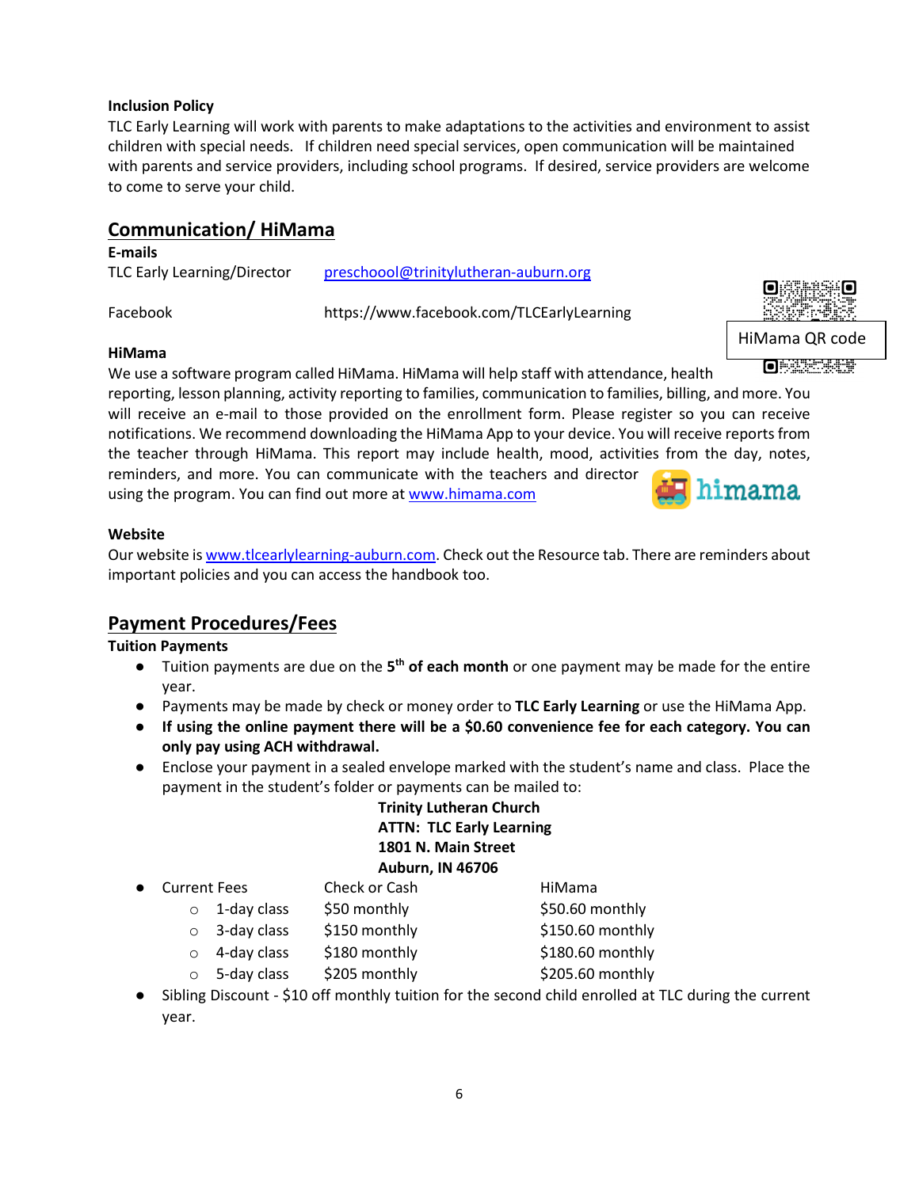**Inclusion Policy**

TLC Early Learning will work with parents to make adaptations to the activities and environment to assist children with special needs. If children need special services, open communication will be maintained with parents and service providers, including school programs. If desired, service providers are welcome to come to serve your child.

## Communication/ HiMama

**E-mails**

TLC Early Learning/Director preschoool@trinitylutheran-auburn.org

Facebook https://www.facebook.com/TLCEarlyLearning

HiMama QR code

**HiMama**

We use a software program called HiMama. HiMama will help staff with attendance, health reporting, lesson planning, activity reporting to families, communication to families, billing, and more. You will receive an e-mail to those provided on the enrollment form. Please register so you can receive notifications. We recommend downloading the HiMama App to your device. You will receive reports from the teacher through HiMama. This report may include health, mood, activities from the day, notes, reminders, and more. You can communicate with the teachers and director using the program. You can find out more at www.himama.com

**Website**

Our website is www.tlcearlylearning-auburn.com. Check out the Resource tab. There are reminders about important policies and you can access the handbook too.

## Payment Procedures/Fees

**Tuition Payments**

- Tuition payments are due on the **5th of each month** or one payment may be made for the entire year.
- Payments may be made by check or money order to **TLC Early Learning** or use the HiMama App.
- **If using the online payment there will be a $0.60 convenience fee for each category. You can only pay using ACH withdrawal.**
- Enclose your payment in a sealed envelope marked with the student's name and class. Place the payment in the student's folder or payments can be mailed to:

  **Trinity Lutheran Church**
  **ATTN: TLC Early Learning**
  **1801 N. Main Street**
  **Auburn, IN 46706**

- Current Fees

| Current Fees | Check or Cash | HiMama |
|---|---|---|
| 1-day class | $50 monthly | $50.60 monthly |
| 3-day class | $150 monthly | $150.60 monthly |
| 4-day class | $180 monthly | $180.60 monthly |
| 5-day class | $205 monthly | $205.60 monthly |

- Sibling Discount - $10 off monthly tuition for the second child enrolled at TLC during the current year.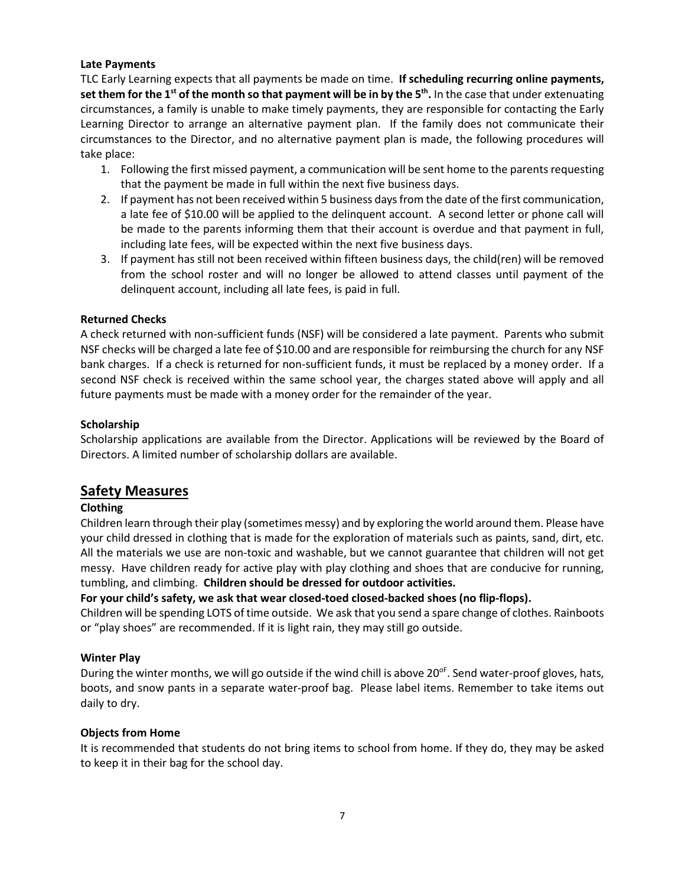**Late Payments**

TLC Early Learning expects that all payments be made on time. **If scheduling recurring online payments, set them for the 1st of the month so that payment will be in by the 5th.** In the case that under extenuating circumstances, a family is unable to make timely payments, they are responsible for contacting the Early Learning Director to arrange an alternative payment plan. If the family does not communicate their circumstances to the Director, and no alternative payment plan is made, the following procedures will take place:

1. Following the first missed payment, a communication will be sent home to the parents requesting that the payment be made in full within the next five business days.
2. If payment has not been received within 5 business days from the date of the first communication, a late fee of $10.00 will be applied to the delinquent account. A second letter or phone call will be made to the parents informing them that their account is overdue and that payment in full, including late fees, will be expected within the next five business days.
3. If payment has still not been received within fifteen business days, the child(ren) will be removed from the school roster and will no longer be allowed to attend classes until payment of the delinquent account, including all late fees, is paid in full.

**Returned Checks**

A check returned with non-sufficient funds (NSF) will be considered a late payment. Parents who submit NSF checks will be charged a late fee of $10.00 and are responsible for reimbursing the church for any NSF bank charges. If a check is returned for non-sufficient funds, it must be replaced by a money order. If a second NSF check is received within the same school year, the charges stated above will apply and all future payments must be made with a money order for the remainder of the year.

**Scholarship**

Scholarship applications are available from the Director. Applications will be reviewed by the Board of Directors. A limited number of scholarship dollars are available.

## Safety Measures

**Clothing**

Children learn through their play (sometimes messy) and by exploring the world around them. Please have your child dressed in clothing that is made for the exploration of materials such as paints, sand, dirt, etc. All the materials we use are non-toxic and washable, but we cannot guarantee that children will not get messy. Have children ready for active play with play clothing and shoes that are conducive for running, tumbling, and climbing. **Children should be dressed for outdoor activities.**

**For your child's safety, we ask that wear closed-toed closed-backed shoes (no flip-flops).**

Children will be spending LOTS of time outside. We ask that you send a spare change of clothes. Rainboots or "play shoes" are recommended. If it is light rain, they may still go outside.

**Winter Play**

During the winter months, we will go outside if the wind chill is above 20°F. Send water-proof gloves, hats, boots, and snow pants in a separate water-proof bag. Please label items. Remember to take items out daily to dry.

**Objects from Home**

It is recommended that students do not bring items to school from home. If they do, they may be asked to keep it in their bag for the school day.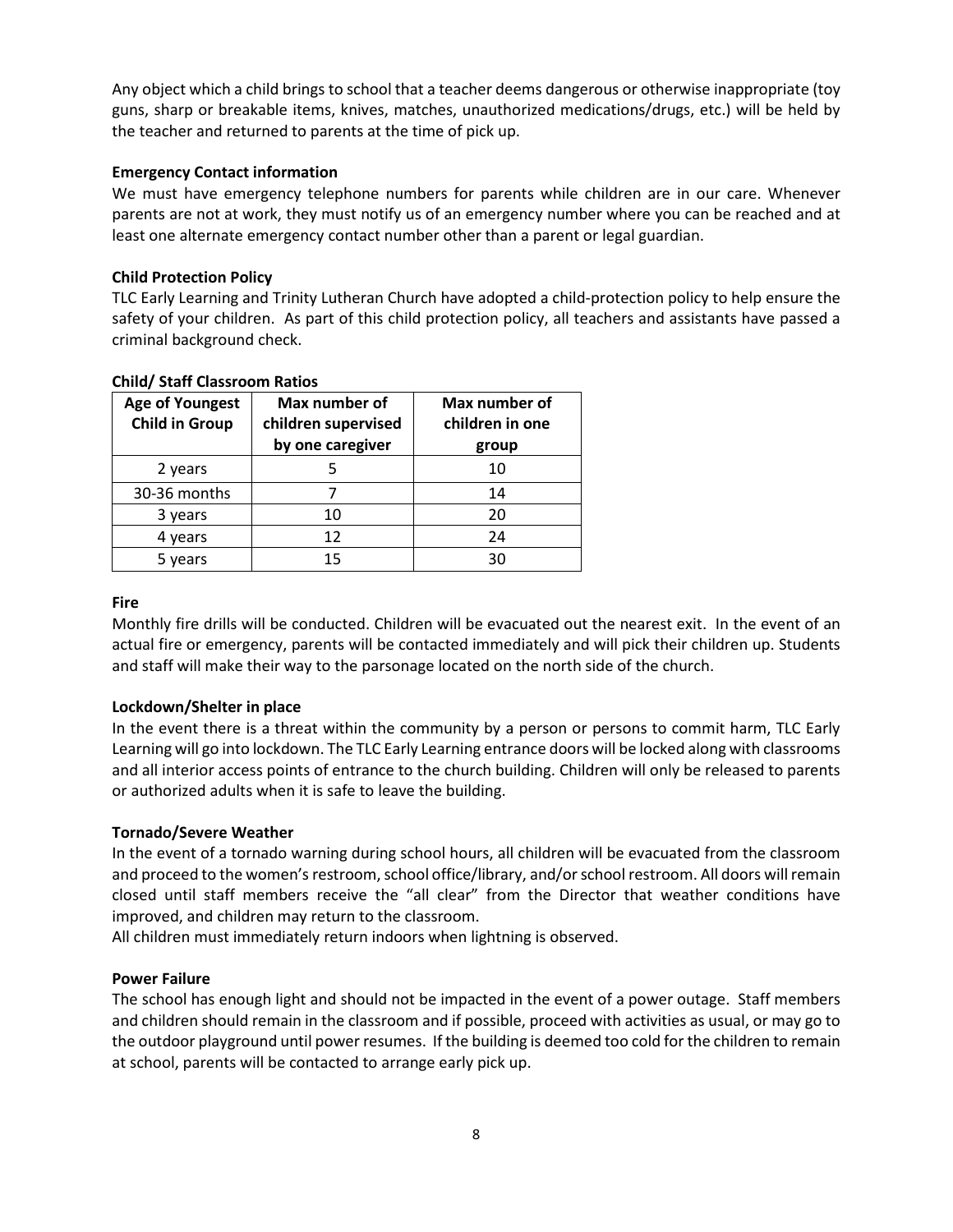Any object which a child brings to school that a teacher deems dangerous or otherwise inappropriate (toy guns, sharp or breakable items, knives, matches, unauthorized medications/drugs, etc.) will be held by the teacher and returned to parents at the time of pick up.

**Emergency Contact information**

We must have emergency telephone numbers for parents while children are in our care. Whenever parents are not at work, they must notify us of an emergency number where you can be reached and at least one alternate emergency contact number other than a parent or legal guardian.

**Child Protection Policy**

TLC Early Learning and Trinity Lutheran Church have adopted a child-protection policy to help ensure the safety of your children. As part of this child protection policy, all teachers and assistants have passed a criminal background check.

**Child/ Staff Classroom Ratios**

| Age of Youngest Child in Group | Max number of children supervised by one caregiver | Max number of children in one group |
|---|---|---|
| 2 years | 5 | 10 |
| 30-36 months | 7 | 14 |
| 3 years | 10 | 20 |
| 4 years | 12 | 24 |
| 5 years | 15 | 30 |

**Fire**

Monthly fire drills will be conducted. Children will be evacuated out the nearest exit. In the event of an actual fire or emergency, parents will be contacted immediately and will pick their children up. Students and staff will make their way to the parsonage located on the north side of the church.

**Lockdown/Shelter in place**

In the event there is a threat within the community by a person or persons to commit harm, TLC Early Learning will go into lockdown. The TLC Early Learning entrance doors will be locked along with classrooms and all interior access points of entrance to the church building. Children will only be released to parents or authorized adults when it is safe to leave the building.

**Tornado/Severe Weather**

In the event of a tornado warning during school hours, all children will be evacuated from the classroom and proceed to the women's restroom, school office/library, and/or school restroom. All doors will remain closed until staff members receive the "all clear" from the Director that weather conditions have improved, and children may return to the classroom.

All children must immediately return indoors when lightning is observed.

**Power Failure**

The school has enough light and should not be impacted in the event of a power outage. Staff members and children should remain in the classroom and if possible, proceed with activities as usual, or may go to the outdoor playground until power resumes. If the building is deemed too cold for the children to remain at school, parents will be contacted to arrange early pick up.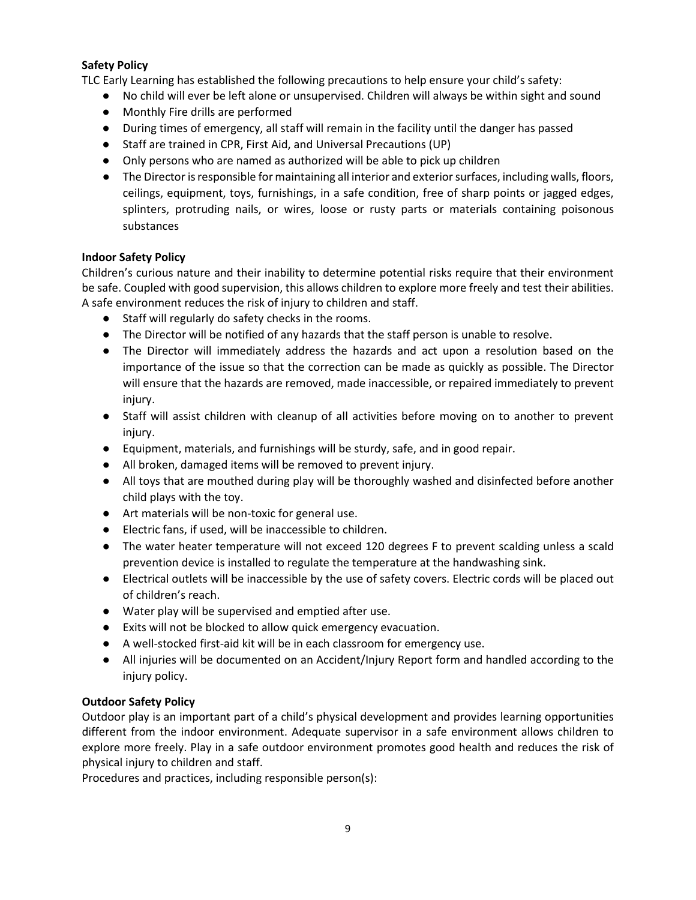**Safety Policy**

TLC Early Learning has established the following precautions to help ensure your child's safety:

- No child will ever be left alone or unsupervised. Children will always be within sight and sound
- Monthly Fire drills are performed
- During times of emergency, all staff will remain in the facility until the danger has passed
- Staff are trained in CPR, First Aid, and Universal Precautions (UP)
- Only persons who are named as authorized will be able to pick up children
- The Director is responsible for maintaining all interior and exterior surfaces, including walls, floors, ceilings, equipment, toys, furnishings, in a safe condition, free of sharp points or jagged edges, splinters, protruding nails, or wires, loose or rusty parts or materials containing poisonous substances

**Indoor Safety Policy**

Children's curious nature and their inability to determine potential risks require that their environment be safe. Coupled with good supervision, this allows children to explore more freely and test their abilities. A safe environment reduces the risk of injury to children and staff.

- Staff will regularly do safety checks in the rooms.
- The Director will be notified of any hazards that the staff person is unable to resolve.
- The Director will immediately address the hazards and act upon a resolution based on the importance of the issue so that the correction can be made as quickly as possible. The Director will ensure that the hazards are removed, made inaccessible, or repaired immediately to prevent injury.
- Staff will assist children with cleanup of all activities before moving on to another to prevent injury.
- Equipment, materials, and furnishings will be sturdy, safe, and in good repair.
- All broken, damaged items will be removed to prevent injury.
- All toys that are mouthed during play will be thoroughly washed and disinfected before another child plays with the toy.
- Art materials will be non-toxic for general use.
- Electric fans, if used, will be inaccessible to children.
- The water heater temperature will not exceed 120 degrees F to prevent scalding unless a scald prevention device is installed to regulate the temperature at the handwashing sink.
- Electrical outlets will be inaccessible by the use of safety covers. Electric cords will be placed out of children's reach.
- Water play will be supervised and emptied after use.
- Exits will not be blocked to allow quick emergency evacuation.
- A well-stocked first-aid kit will be in each classroom for emergency use.
- All injuries will be documented on an Accident/Injury Report form and handled according to the injury policy.

**Outdoor Safety Policy**

Outdoor play is an important part of a child's physical development and provides learning opportunities different from the indoor environment. Adequate supervisor in a safe environment allows children to explore more freely. Play in a safe outdoor environment promotes good health and reduces the risk of physical injury to children and staff.

Procedures and practices, including responsible person(s):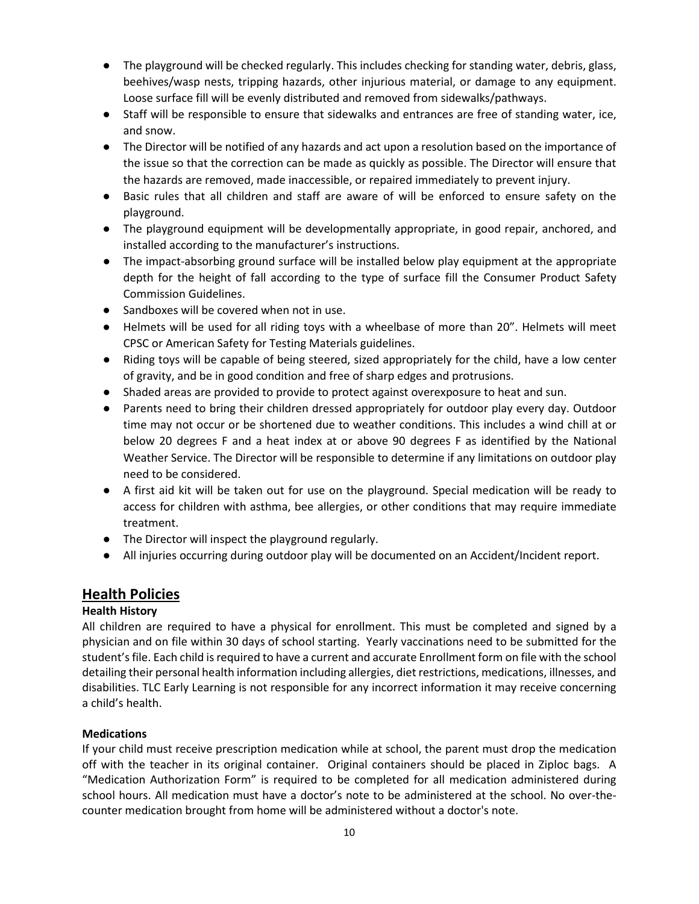- The playground will be checked regularly. This includes checking for standing water, debris, glass, beehives/wasp nests, tripping hazards, other injurious material, or damage to any equipment. Loose surface fill will be evenly distributed and removed from sidewalks/pathways.
- Staff will be responsible to ensure that sidewalks and entrances are free of standing water, ice, and snow.
- The Director will be notified of any hazards and act upon a resolution based on the importance of the issue so that the correction can be made as quickly as possible. The Director will ensure that the hazards are removed, made inaccessible, or repaired immediately to prevent injury.
- Basic rules that all children and staff are aware of will be enforced to ensure safety on the playground.
- The playground equipment will be developmentally appropriate, in good repair, anchored, and installed according to the manufacturer's instructions.
- The impact-absorbing ground surface will be installed below play equipment at the appropriate depth for the height of fall according to the type of surface fill the Consumer Product Safety Commission Guidelines.
- Sandboxes will be covered when not in use.
- Helmets will be used for all riding toys with a wheelbase of more than 20". Helmets will meet CPSC or American Safety for Testing Materials guidelines.
- Riding toys will be capable of being steered, sized appropriately for the child, have a low center of gravity, and be in good condition and free of sharp edges and protrusions.
- Shaded areas are provided to provide to protect against overexposure to heat and sun.
- Parents need to bring their children dressed appropriately for outdoor play every day. Outdoor time may not occur or be shortened due to weather conditions. This includes a wind chill at or below 20 degrees F and a heat index at or above 90 degrees F as identified by the National Weather Service. The Director will be responsible to determine if any limitations on outdoor play need to be considered.
- A first aid kit will be taken out for use on the playground. Special medication will be ready to access for children with asthma, bee allergies, or other conditions that may require immediate treatment.
- The Director will inspect the playground regularly.
- All injuries occurring during outdoor play will be documented on an Accident/Incident report.

## Health Policies

### Health History

All children are required to have a physical for enrollment. This must be completed and signed by a physician and on file within 30 days of school starting. Yearly vaccinations need to be submitted for the student's file. Each child is required to have a current and accurate Enrollment form on file with the school detailing their personal health information including allergies, diet restrictions, medications, illnesses, and disabilities. TLC Early Learning is not responsible for any incorrect information it may receive concerning a child's health.

### Medications

If your child must receive prescription medication while at school, the parent must drop the medication off with the teacher in its original container. Original containers should be placed in Ziploc bags. A "Medication Authorization Form" is required to be completed for all medication administered during school hours. All medication must have a doctor's note to be administered at the school. No over-the-counter medication brought from home will be administered without a doctor's note.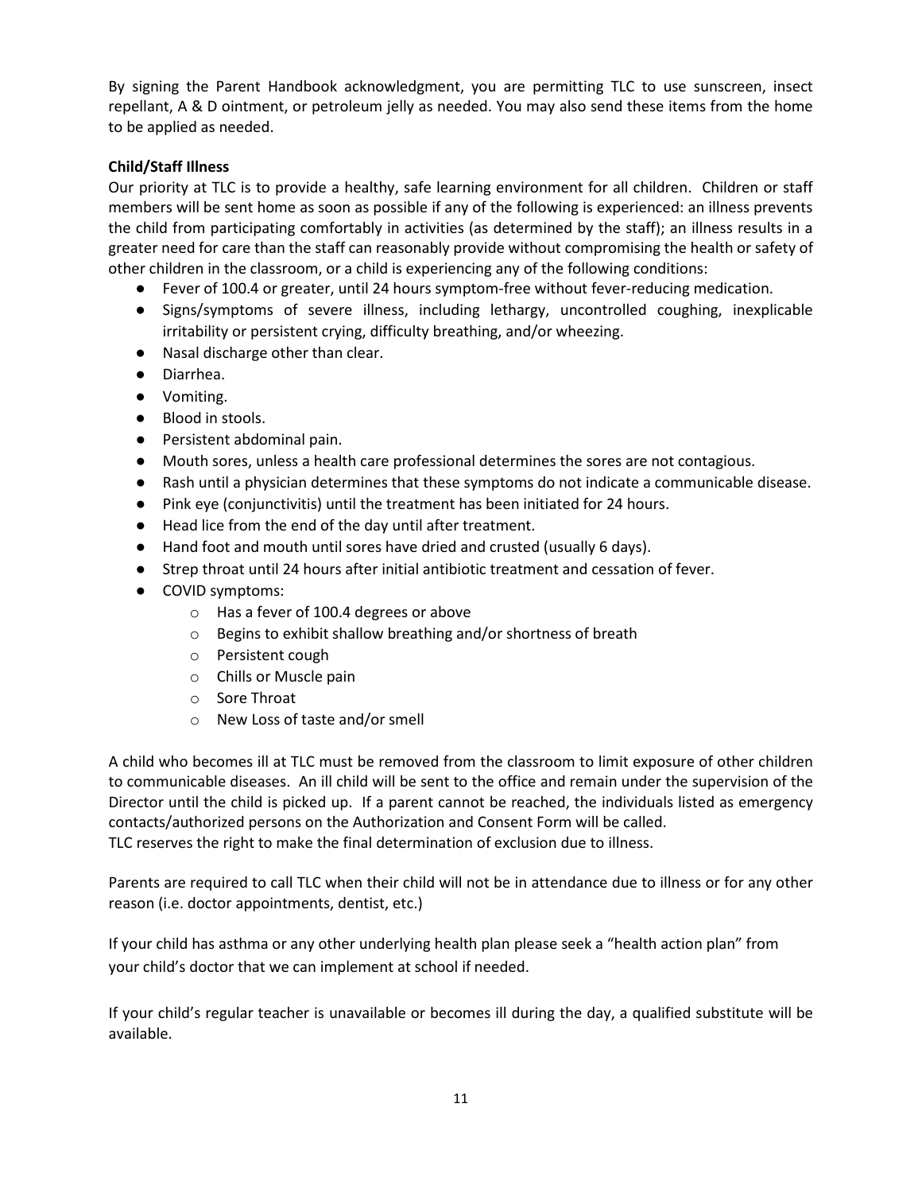By signing the Parent Handbook acknowledgment, you are permitting TLC to use sunscreen, insect repellant, A & D ointment, or petroleum jelly as needed. You may also send these items from the home to be applied as needed.

**Child/Staff Illness**

Our priority at TLC is to provide a healthy, safe learning environment for all children. Children or staff members will be sent home as soon as possible if any of the following is experienced: an illness prevents the child from participating comfortably in activities (as determined by the staff); an illness results in a greater need for care than the staff can reasonably provide without compromising the health or safety of other children in the classroom, or a child is experiencing any of the following conditions:

- Fever of 100.4 or greater, until 24 hours symptom-free without fever-reducing medication.
- Signs/symptoms of severe illness, including lethargy, uncontrolled coughing, inexplicable irritability or persistent crying, difficulty breathing, and/or wheezing.
- Nasal discharge other than clear.
- Diarrhea.
- Vomiting.
- Blood in stools.
- Persistent abdominal pain.
- Mouth sores, unless a health care professional determines the sores are not contagious.
- Rash until a physician determines that these symptoms do not indicate a communicable disease.
- Pink eye (conjunctivitis) until the treatment has been initiated for 24 hours.
- Head lice from the end of the day until after treatment.
- Hand foot and mouth until sores have dried and crusted (usually 6 days).
- Strep throat until 24 hours after initial antibiotic treatment and cessation of fever.
- COVID symptoms:
  - Has a fever of 100.4 degrees or above
  - Begins to exhibit shallow breathing and/or shortness of breath
  - Persistent cough
  - Chills or Muscle pain
  - Sore Throat
  - New Loss of taste and/or smell

A child who becomes ill at TLC must be removed from the classroom to limit exposure of other children to communicable diseases. An ill child will be sent to the office and remain under the supervision of the Director until the child is picked up. If a parent cannot be reached, the individuals listed as emergency contacts/authorized persons on the Authorization and Consent Form will be called.
TLC reserves the right to make the final determination of exclusion due to illness.

Parents are required to call TLC when their child will not be in attendance due to illness or for any other reason (i.e. doctor appointments, dentist, etc.)

If your child has asthma or any other underlying health plan please seek a "health action plan" from your child's doctor that we can implement at school if needed.

If your child's regular teacher is unavailable or becomes ill during the day, a qualified substitute will be available.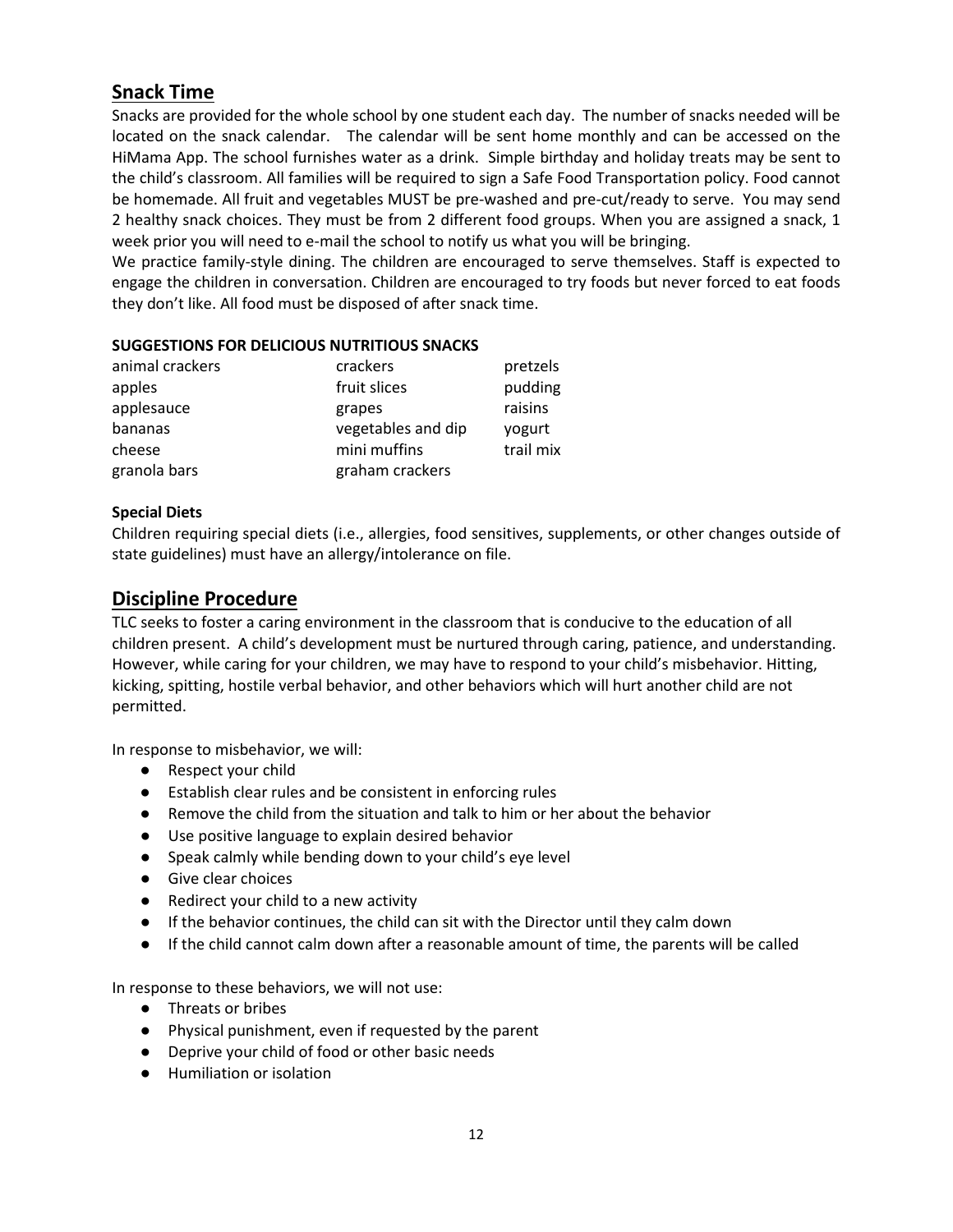## Snack Time

Snacks are provided for the whole school by one student each day. The number of snacks needed will be located on the snack calendar. The calendar will be sent home monthly and can be accessed on the HiMama App. The school furnishes water as a drink. Simple birthday and holiday treats may be sent to the child's classroom. All families will be required to sign a Safe Food Transportation policy. Food cannot be homemade. All fruit and vegetables MUST be pre-washed and pre-cut/ready to serve. You may send 2 healthy snack choices. They must be from 2 different food groups. When you are assigned a snack, 1 week prior you will need to e-mail the school to notify us what you will be bringing.

We practice family-style dining. The children are encouraged to serve themselves. Staff is expected to engage the children in conversation. Children are encouraged to try foods but never forced to eat foods they don't like. All food must be disposed of after snack time.

**SUGGESTIONS FOR DELICIOUS NUTRITIOUS SNACKS**

| | | |
|---|---|---|
| animal crackers | crackers | pretzels |
| apples | fruit slices | pudding |
| applesauce | grapes | raisins |
| bananas | vegetables and dip | yogurt |
| cheese | mini muffins | trail mix |
| granola bars | graham crackers | |

**Special Diets**

Children requiring special diets (i.e., allergies, food sensitives, supplements, or other changes outside of state guidelines) must have an allergy/intolerance on file.

## Discipline Procedure

TLC seeks to foster a caring environment in the classroom that is conducive to the education of all children present. A child's development must be nurtured through caring, patience, and understanding. However, while caring for your children, we may have to respond to your child's misbehavior. Hitting, kicking, spitting, hostile verbal behavior, and other behaviors which will hurt another child are not permitted.

In response to misbehavior, we will:

- Respect your child
- Establish clear rules and be consistent in enforcing rules
- Remove the child from the situation and talk to him or her about the behavior
- Use positive language to explain desired behavior
- Speak calmly while bending down to your child's eye level
- Give clear choices
- Redirect your child to a new activity
- If the behavior continues, the child can sit with the Director until they calm down
- If the child cannot calm down after a reasonable amount of time, the parents will be called

In response to these behaviors, we will not use:

- Threats or bribes
- Physical punishment, even if requested by the parent
- Deprive your child of food or other basic needs
- Humiliation or isolation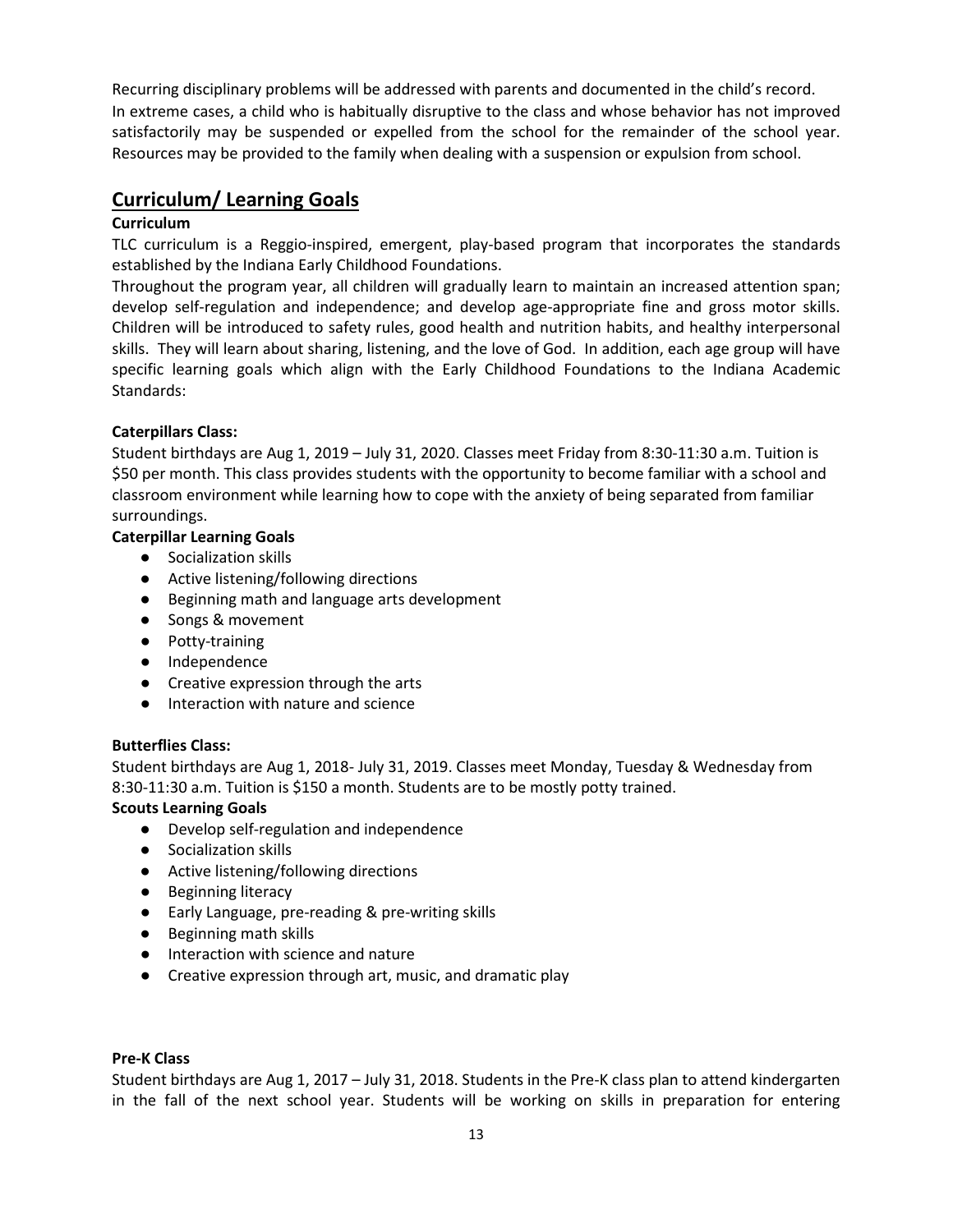Recurring disciplinary problems will be addressed with parents and documented in the child's record. In extreme cases, a child who is habitually disruptive to the class and whose behavior has not improved satisfactorily may be suspended or expelled from the school for the remainder of the school year. Resources may be provided to the family when dealing with a suspension or expulsion from school.

## Curriculum/ Learning Goals

**Curriculum**

TLC curriculum is a Reggio-inspired, emergent, play-based program that incorporates the standards established by the Indiana Early Childhood Foundations.

Throughout the program year, all children will gradually learn to maintain an increased attention span; develop self-regulation and independence; and develop age-appropriate fine and gross motor skills. Children will be introduced to safety rules, good health and nutrition habits, and healthy interpersonal skills. They will learn about sharing, listening, and the love of God. In addition, each age group will have specific learning goals which align with the Early Childhood Foundations to the Indiana Academic Standards:

**Caterpillars Class:**

Student birthdays are Aug 1, 2019 – July 31, 2020. Classes meet Friday from 8:30-11:30 a.m. Tuition is $50 per month. This class provides students with the opportunity to become familiar with a school and classroom environment while learning how to cope with the anxiety of being separated from familiar surroundings.

**Caterpillar Learning Goals**

- Socialization skills
- Active listening/following directions
- Beginning math and language arts development
- Songs & movement
- Potty-training
- Independence
- Creative expression through the arts
- Interaction with nature and science

**Butterflies Class:**

Student birthdays are Aug 1, 2018- July 31, 2019. Classes meet Monday, Tuesday & Wednesday from 8:30-11:30 a.m. Tuition is $150 a month. Students are to be mostly potty trained.

**Scouts Learning Goals**

- Develop self-regulation and independence
- Socialization skills
- Active listening/following directions
- Beginning literacy
- Early Language, pre-reading & pre-writing skills
- Beginning math skills
- Interaction with science and nature
- Creative expression through art, music, and dramatic play

**Pre-K Class**

Student birthdays are Aug 1, 2017 – July 31, 2018. Students in the Pre-K class plan to attend kindergarten in the fall of the next school year. Students will be working on skills in preparation for entering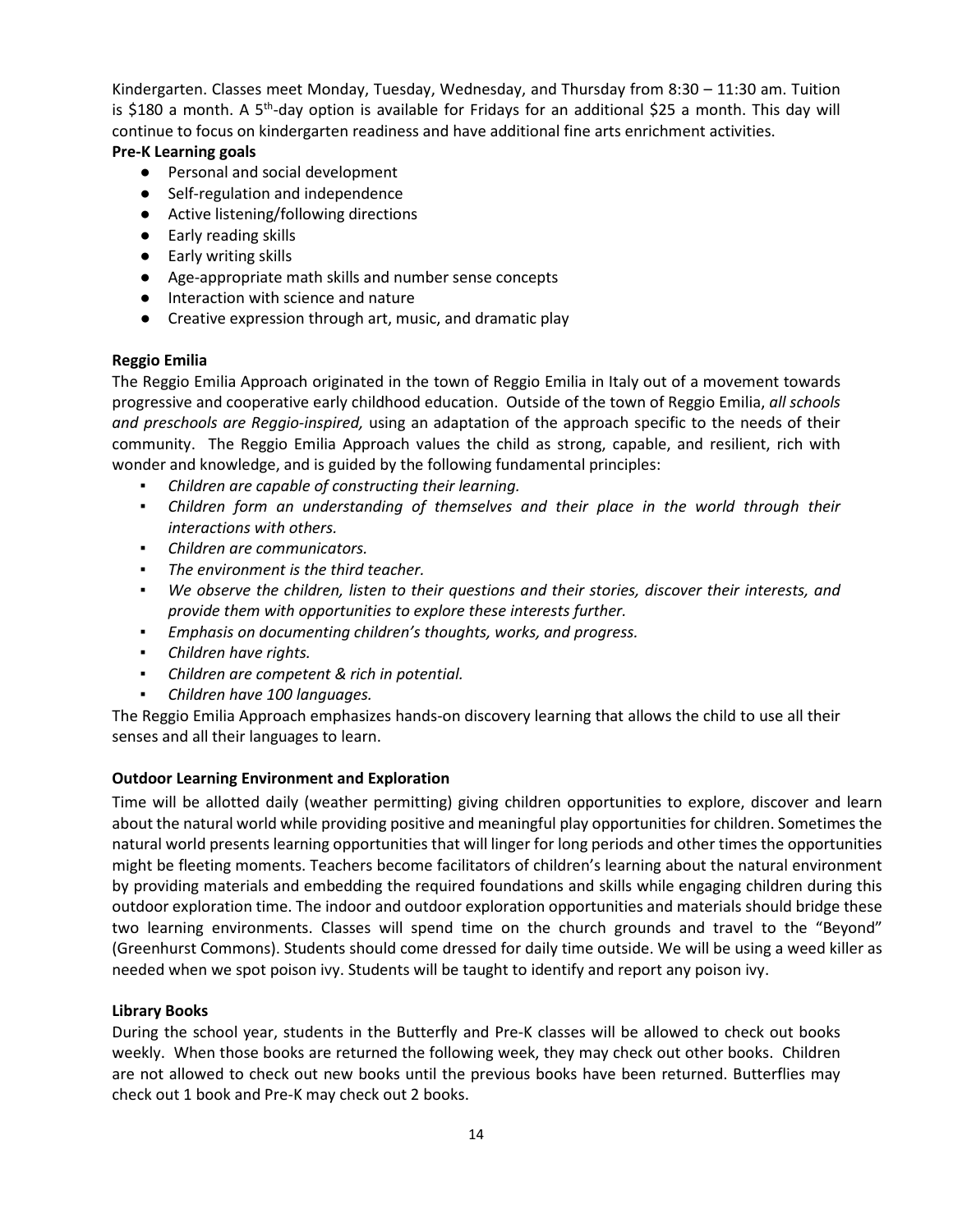Kindergarten. Classes meet Monday, Tuesday, Wednesday, and Thursday from 8:30 – 11:30 am. Tuition is $180 a month. A 5th-day option is available for Fridays for an additional $25 a month. This day will continue to focus on kindergarten readiness and have additional fine arts enrichment activities.

**Pre-K Learning goals**

- Personal and social development
- Self-regulation and independence
- Active listening/following directions
- Early reading skills
- Early writing skills
- Age-appropriate math skills and number sense concepts
- Interaction with science and nature
- Creative expression through art, music, and dramatic play

**Reggio Emilia**

The Reggio Emilia Approach originated in the town of Reggio Emilia in Italy out of a movement towards progressive and cooperative early childhood education. Outside of the town of Reggio Emilia, *all schools and preschools are Reggio-inspired,* using an adaptation of the approach specific to the needs of their community. The Reggio Emilia Approach values the child as strong, capable, and resilient, rich with wonder and knowledge, and is guided by the following fundamental principles:

- *Children are capable of constructing their learning.*
- *Children form an understanding of themselves and their place in the world through their interactions with others.*
- *Children are communicators.*
- *The environment is the third teacher.*
- *We observe the children, listen to their questions and their stories, discover their interests, and provide them with opportunities to explore these interests further.*
- *Emphasis on documenting children's thoughts, works, and progress.*
- *Children have rights.*
- *Children are competent & rich in potential.*
- *Children have 100 languages.*

The Reggio Emilia Approach emphasizes hands-on discovery learning that allows the child to use all their senses and all their languages to learn.

**Outdoor Learning Environment and Exploration**

Time will be allotted daily (weather permitting) giving children opportunities to explore, discover and learn about the natural world while providing positive and meaningful play opportunities for children. Sometimes the natural world presents learning opportunities that will linger for long periods and other times the opportunities might be fleeting moments. Teachers become facilitators of children's learning about the natural environment by providing materials and embedding the required foundations and skills while engaging children during this outdoor exploration time. The indoor and outdoor exploration opportunities and materials should bridge these two learning environments. Classes will spend time on the church grounds and travel to the "Beyond" (Greenhurst Commons). Students should come dressed for daily time outside. We will be using a weed killer as needed when we spot poison ivy. Students will be taught to identify and report any poison ivy.

**Library Books**

During the school year, students in the Butterfly and Pre-K classes will be allowed to check out books weekly. When those books are returned the following week, they may check out other books. Children are not allowed to check out new books until the previous books have been returned. Butterflies may check out 1 book and Pre-K may check out 2 books.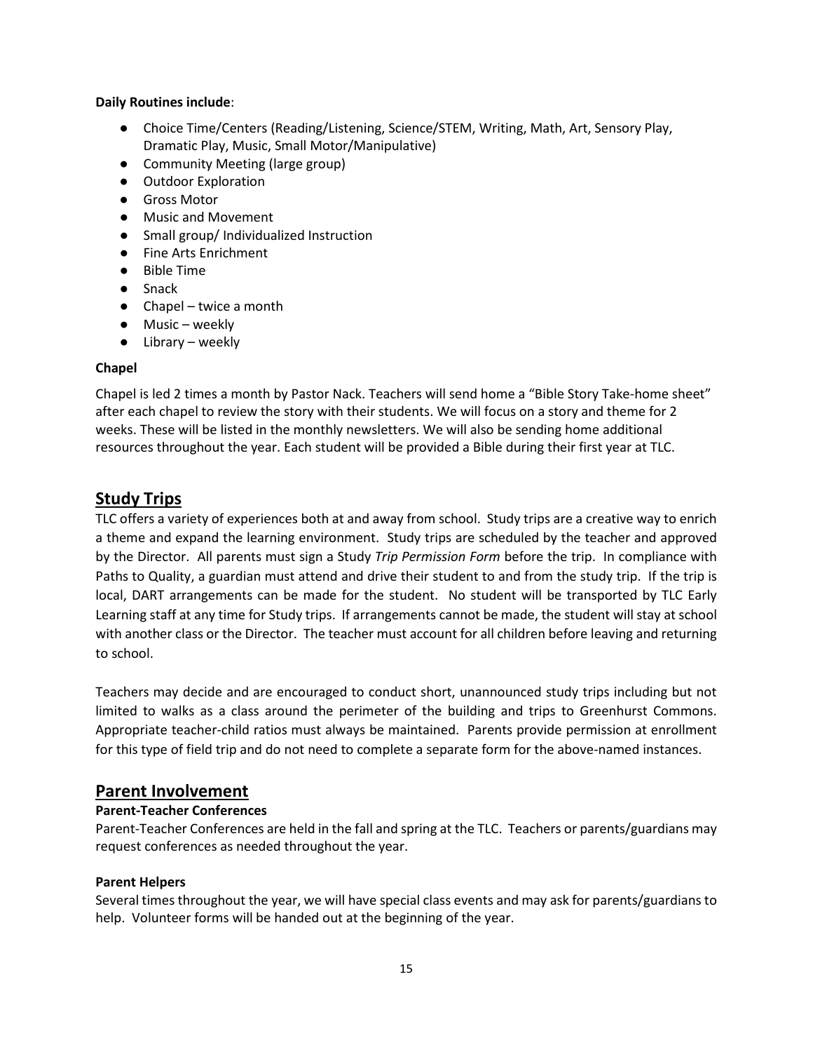**Daily Routines include**:

- Choice Time/Centers (Reading/Listening, Science/STEM, Writing, Math, Art, Sensory Play, Dramatic Play, Music, Small Motor/Manipulative)
- Community Meeting (large group)
- Outdoor Exploration
- Gross Motor
- Music and Movement
- Small group/ Individualized Instruction
- Fine Arts Enrichment
- Bible Time
- Snack
- Chapel – twice a month
- Music – weekly
- Library – weekly

**Chapel**

Chapel is led 2 times a month by Pastor Nack. Teachers will send home a "Bible Story Take-home sheet" after each chapel to review the story with their students. We will focus on a story and theme for 2 weeks. These will be listed in the monthly newsletters. We will also be sending home additional resources throughout the year. Each student will be provided a Bible during their first year at TLC.

## Study Trips

TLC offers a variety of experiences both at and away from school. Study trips are a creative way to enrich a theme and expand the learning environment. Study trips are scheduled by the teacher and approved by the Director. All parents must sign a Study *Trip Permission Form* before the trip. In compliance with Paths to Quality, a guardian must attend and drive their student to and from the study trip. If the trip is local, DART arrangements can be made for the student. No student will be transported by TLC Early Learning staff at any time for Study trips. If arrangements cannot be made, the student will stay at school with another class or the Director. The teacher must account for all children before leaving and returning to school.

Teachers may decide and are encouraged to conduct short, unannounced study trips including but not limited to walks as a class around the perimeter of the building and trips to Greenhurst Commons. Appropriate teacher-child ratios must always be maintained. Parents provide permission at enrollment for this type of field trip and do not need to complete a separate form for the above-named instances.

## Parent Involvement

**Parent-Teacher Conferences**

Parent-Teacher Conferences are held in the fall and spring at the TLC. Teachers or parents/guardians may request conferences as needed throughout the year.

**Parent Helpers**

Several times throughout the year, we will have special class events and may ask for parents/guardians to help. Volunteer forms will be handed out at the beginning of the year.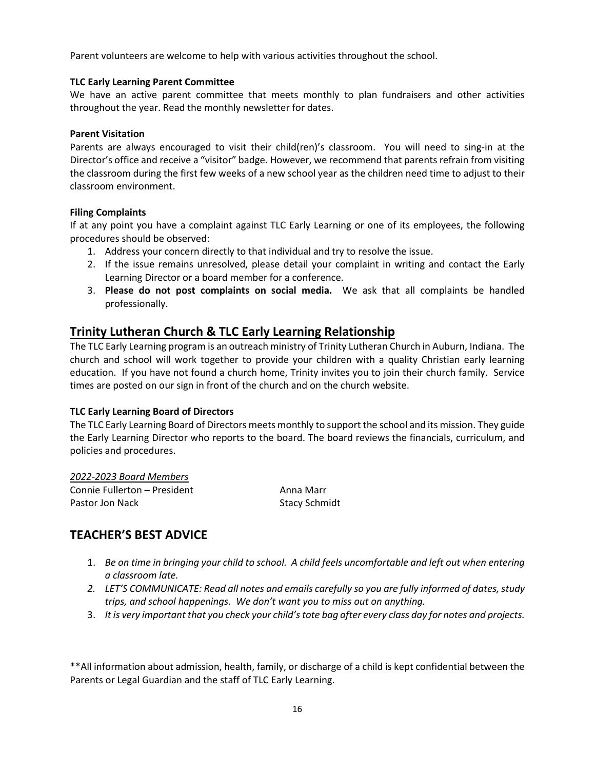Parent volunteers are welcome to help with various activities throughout the school.

**TLC Early Learning Parent Committee**

We have an active parent committee that meets monthly to plan fundraisers and other activities throughout the year. Read the monthly newsletter for dates.

**Parent Visitation**

Parents are always encouraged to visit their child(ren)'s classroom. You will need to sing-in at the Director's office and receive a "visitor" badge. However, we recommend that parents refrain from visiting the classroom during the first few weeks of a new school year as the children need time to adjust to their classroom environment.

**Filing Complaints**

If at any point you have a complaint against TLC Early Learning or one of its employees, the following procedures should be observed:

1. Address your concern directly to that individual and try to resolve the issue.
2. If the issue remains unresolved, please detail your complaint in writing and contact the Early Learning Director or a board member for a conference.
3. **Please do not post complaints on social media.** We ask that all complaints be handled professionally.

## Trinity Lutheran Church & TLC Early Learning Relationship

The TLC Early Learning program is an outreach ministry of Trinity Lutheran Church in Auburn, Indiana. The church and school will work together to provide your children with a quality Christian early learning education. If you have not found a church home, Trinity invites you to join their church family. Service times are posted on our sign in front of the church and on the church website.

**TLC Early Learning Board of Directors**

The TLC Early Learning Board of Directors meets monthly to support the school and its mission. They guide the Early Learning Director who reports to the board. The board reviews the financials, curriculum, and policies and procedures.

*2022-2023 Board Members*

Connie Fullerton – President

Pastor Jon Nack

Anna Marr

Stacy Schmidt

## TEACHER'S BEST ADVICE

1. *Be on time in bringing your child to school. A child feels uncomfortable and left out when entering a classroom late.*
2. *LET'S COMMUNICATE: Read all notes and emails carefully so you are fully informed of dates, study trips, and school happenings. We don't want you to miss out on anything.*
3. *It is very important that you check your child's tote bag after every class day for notes and projects.*

**All information about admission, health, family, or discharge of a child is kept confidential between the Parents or Legal Guardian and the staff of TLC Early Learning.